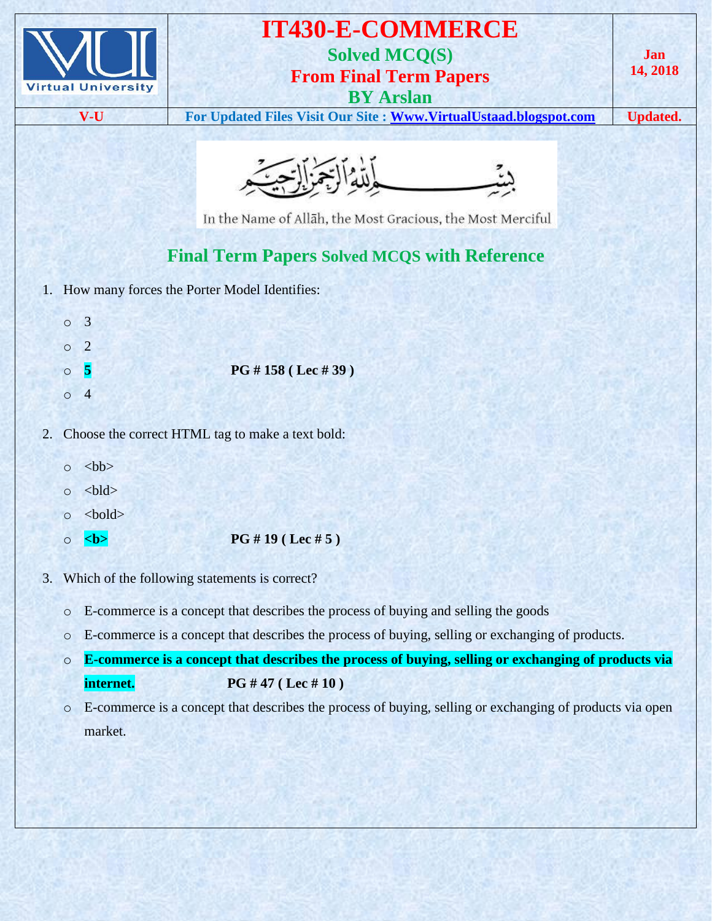# IT430-E-COMMERCE

## Solved MCQ(S)
## From Final Term Papers
## BY Arslan

Jan 14, 2018

V-U | For Updated Files Visit Our Site : Www.VirtualUstaad.blogspot.com | Updated.

بِسْمِ اللَّهِ الرَّحْمَٰنِ الرَّحِيمِ

In the Name of Allāh, the Most Gracious, the Most Merciful

## Final Term Papers Solved MCQS with Reference

1. How many forces the Porter Model Identifies:
   - 3
   - 2
   - **5** **PG # 158 ( Lec # 39 )**
   - 4

2. Choose the correct HTML tag to make a text bold:
   - <bb>
   - <bld>
   - <bold>
   - **<b>** **PG # 19 ( Lec # 5 )**

3. Which of the following statements is correct?
   - E-commerce is a concept that describes the process of buying and selling the goods
   - E-commerce is a concept that describes the process of buying, selling or exchanging of products.
   - **E-commerce is a concept that describes the process of buying, selling or exchanging of products via internet.** **PG # 47 ( Lec # 10 )**
   - E-commerce is a concept that describes the process of buying, selling or exchanging of products via open market.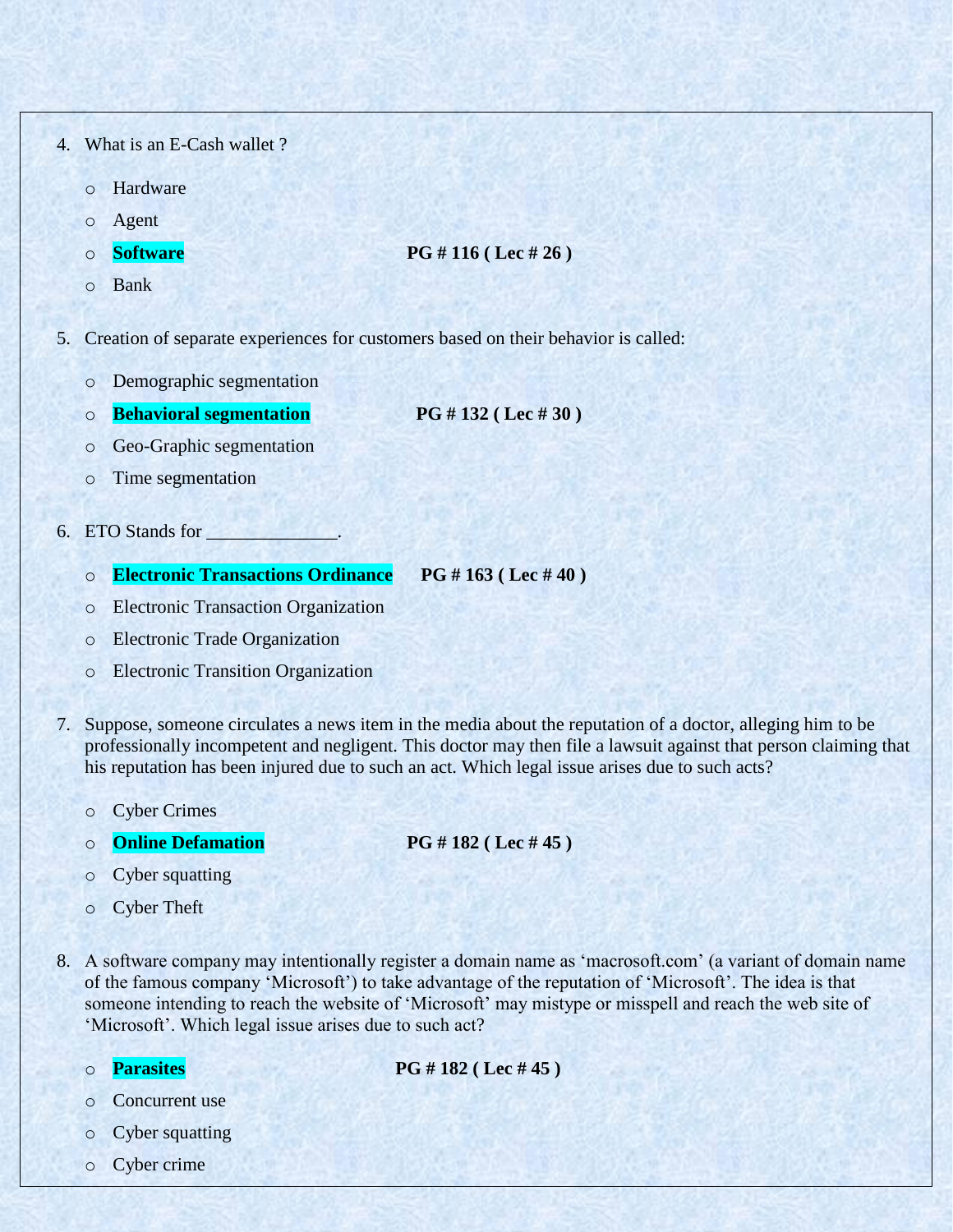4. What is an E-Cash wallet ?
   - Hardware
   - Agent
   - **Software** **PG # 116 ( Lec # 26 )**
   - Bank

5. Creation of separate experiences for customers based on their behavior is called:
   - Demographic segmentation
   - **Behavioral segmentation** **PG # 132 ( Lec # 30 )**
   - Geo-Graphic segmentation
   - Time segmentation

6. ETO Stands for ______________.
   - **Electronic Transactions Ordinance** **PG # 163 ( Lec # 40 )**
   - Electronic Transaction Organization
   - Electronic Trade Organization
   - Electronic Transition Organization

7. Suppose, someone circulates a news item in the media about the reputation of a doctor, alleging him to be professionally incompetent and negligent. This doctor may then file a lawsuit against that person claiming that his reputation has been injured due to such an act. Which legal issue arises due to such acts?
   - Cyber Crimes
   - **Online Defamation** **PG # 182 ( Lec # 45 )**
   - Cyber squatting
   - Cyber Theft

8. A software company may intentionally register a domain name as 'macrosoft.com' (a variant of domain name of the famous company 'Microsoft') to take advantage of the reputation of 'Microsoft'. The idea is that someone intending to reach the website of 'Microsoft' may mistype or misspell and reach the web site of 'Microsoft'. Which legal issue arises due to such act?
   - **Parasites** **PG # 182 ( Lec # 45 )**
   - Concurrent use
   - Cyber squatting
   - Cyber crime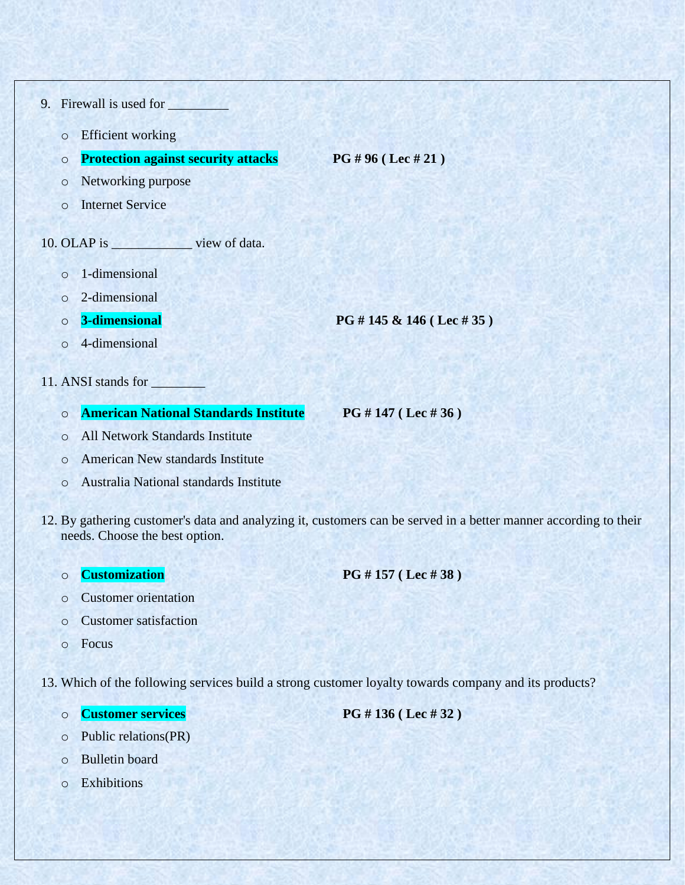9. Firewall is used for _________

- Efficient working
- **Protection against security attacks** **PG # 96 ( Lec # 21 )**
- Networking purpose
- Internet Service

10. OLAP is ____________ view of data.

- 1-dimensional
- 2-dimensional
- **3-dimensional** **PG # 145 & 146 ( Lec # 35 )**
- 4-dimensional

11. ANSI stands for ________

- **American National Standards Institute** **PG # 147 ( Lec # 36 )**
- All Network Standards Institute
- American New standards Institute
- Australia National standards Institute

12. By gathering customer's data and analyzing it, customers can be served in a better manner according to their needs. Choose the best option.

- **Customization** **PG # 157 ( Lec # 38 )**
- Customer orientation
- Customer satisfaction
- Focus

13. Which of the following services build a strong customer loyalty towards company and its products?

- **Customer services** **PG # 136 ( Lec # 32 )**
- Public relations(PR)
- Bulletin board
- Exhibitions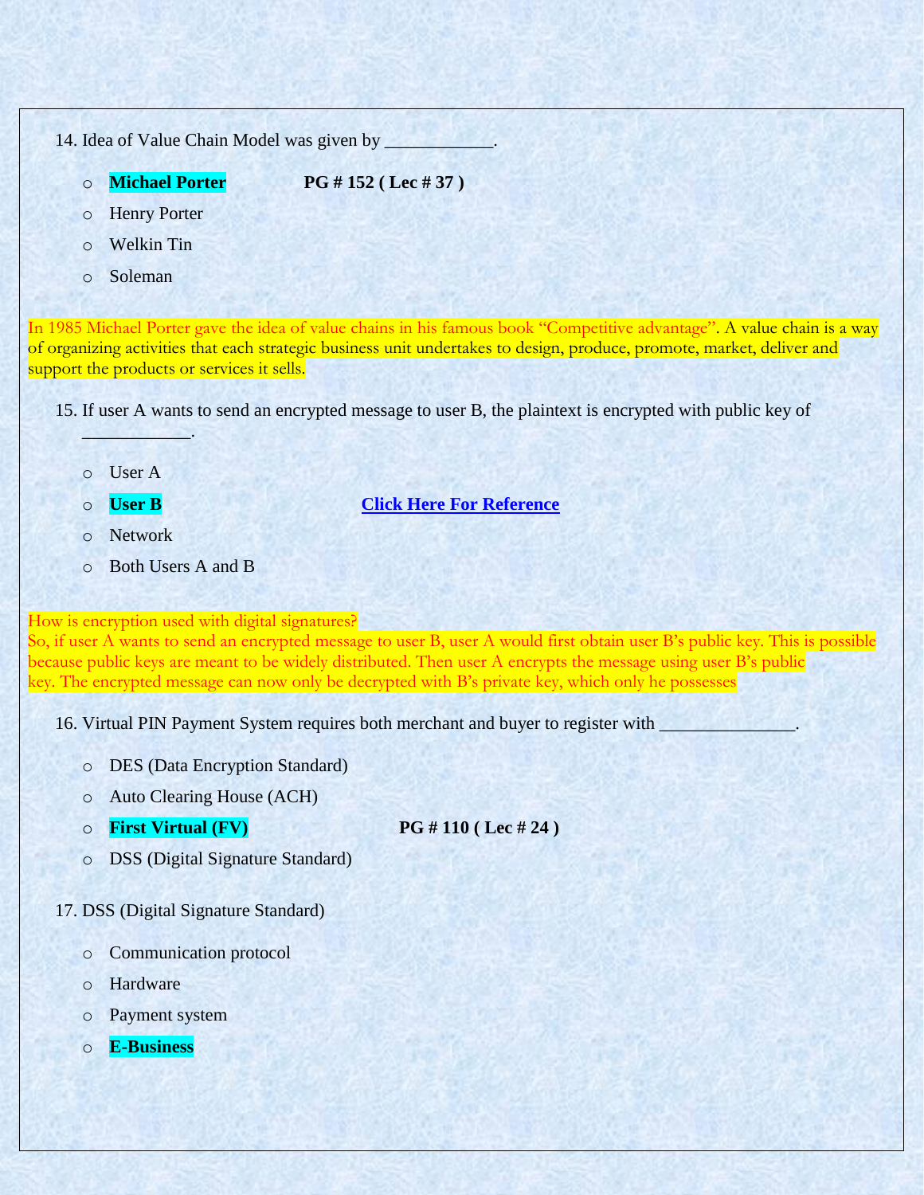14. Idea of Value Chain Model was given by ____________.

- **Michael Porter** **PG # 152 ( Lec # 37 )**
- Henry Porter
- Welkin Tin
- Soleman

In 1985 Michael Porter gave the idea of value chains in his famous book "Competitive advantage". A value chain is a way of organizing activities that each strategic business unit undertakes to design, produce, promote, market, deliver and support the products or services it sells.

15. If user A wants to send an encrypted message to user B, the plaintext is encrypted with public key of ____________.

- User A
- **User B** **Click Here For Reference**
- Network
- Both Users A and B

How is encryption used with digital signatures?
So, if user A wants to send an encrypted message to user B, user A would first obtain user B's public key. This is possible because public keys are meant to be widely distributed. Then user A encrypts the message using user B's public key. The encrypted message can now only be decrypted with B's private key, which only he possesses

16. Virtual PIN Payment System requires both merchant and buyer to register with _______________.

- DES (Data Encryption Standard)
- Auto Clearing House (ACH)
- **First Virtual (FV)** **PG # 110 ( Lec # 24 )**
- DSS (Digital Signature Standard)

17. DSS (Digital Signature Standard)

- Communication protocol
- Hardware
- Payment system
- **E-Business**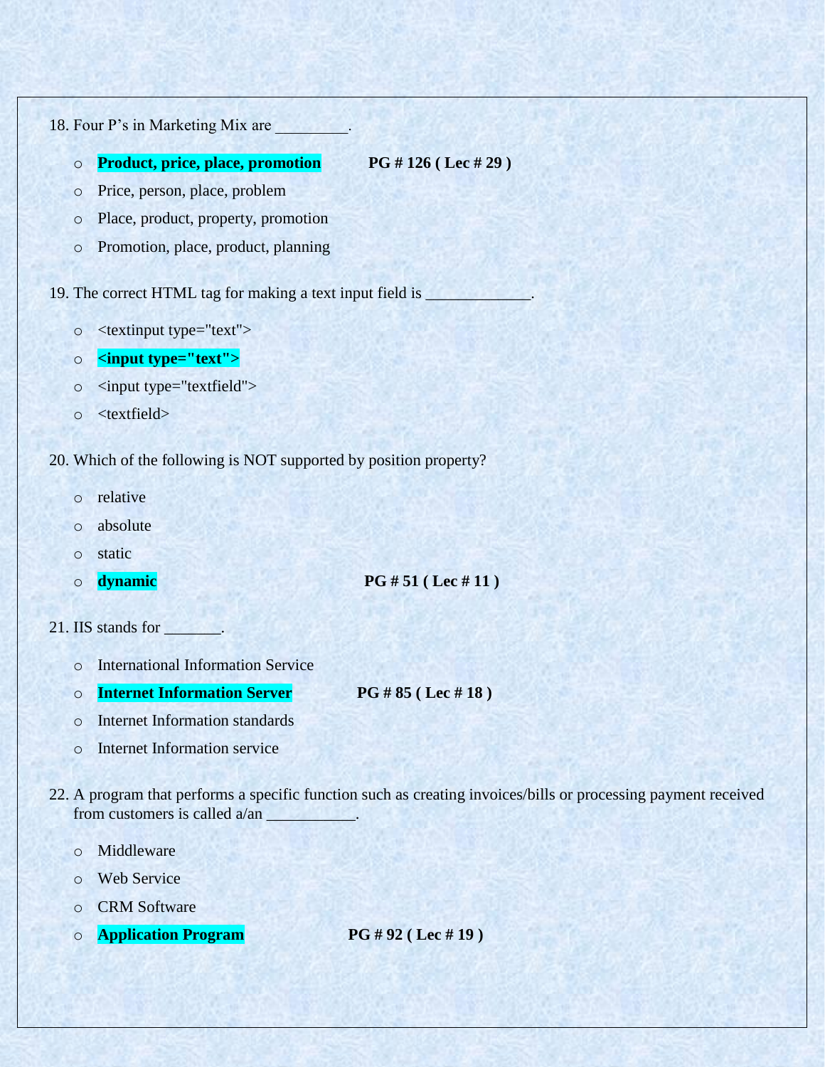18. Four P's in Marketing Mix are _________.

    - **Product, price, place, promotion** **PG # 126 ( Lec # 29 )**
    - Price, person, place, problem
    - Place, product, property, promotion
    - Promotion, place, product, planning

19. The correct HTML tag for making a text input field is _____________.

    - <textinput type="text">
    - **<input type="text">**
    - <input type="textfield">
    - <textfield>

20. Which of the following is NOT supported by position property?

    - relative
    - absolute
    - static
    - **dynamic** **PG # 51 ( Lec # 11 )**

21. IIS stands for _______.

    - International Information Service
    - **Internet Information Server** **PG # 85 ( Lec # 18 )**
    - Internet Information standards
    - Internet Information service

22. A program that performs a specific function such as creating invoices/bills or processing payment received from customers is called a/an ___________.

    - Middleware
    - Web Service
    - CRM Software
    - **Application Program** **PG # 92 ( Lec # 19 )**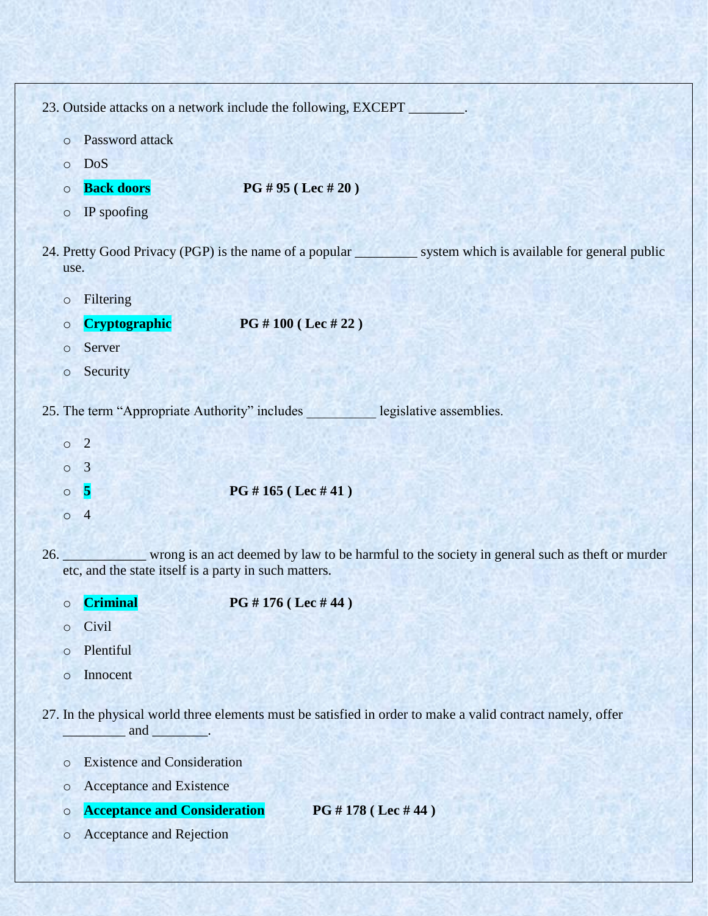23. Outside attacks on a network include the following, EXCEPT ________.

    - Password attack
    - DoS
    - **Back doors** **PG # 95 ( Lec # 20 )**
    - IP spoofing

24. Pretty Good Privacy (PGP) is the name of a popular _________ system which is available for general public use.

    - Filtering
    - **Cryptographic** **PG # 100 ( Lec # 22 )**
    - Server
    - Security

25. The term "Appropriate Authority" includes __________ legislative assemblies.

    - 2
    - 3
    - **5** **PG # 165 ( Lec # 41 )**
    - 4

26. ____________ wrong is an act deemed by law to be harmful to the society in general such as theft or murder etc, and the state itself is a party in such matters.

    - **Criminal** **PG # 176 ( Lec # 44 )**
    - Civil
    - Plentiful
    - Innocent

27. In the physical world three elements must be satisfied in order to make a valid contract namely, offer _________ and ________.

    - Existence and Consideration
    - Acceptance and Existence
    - **Acceptance and Consideration** **PG # 178 ( Lec # 44 )**
    - Acceptance and Rejection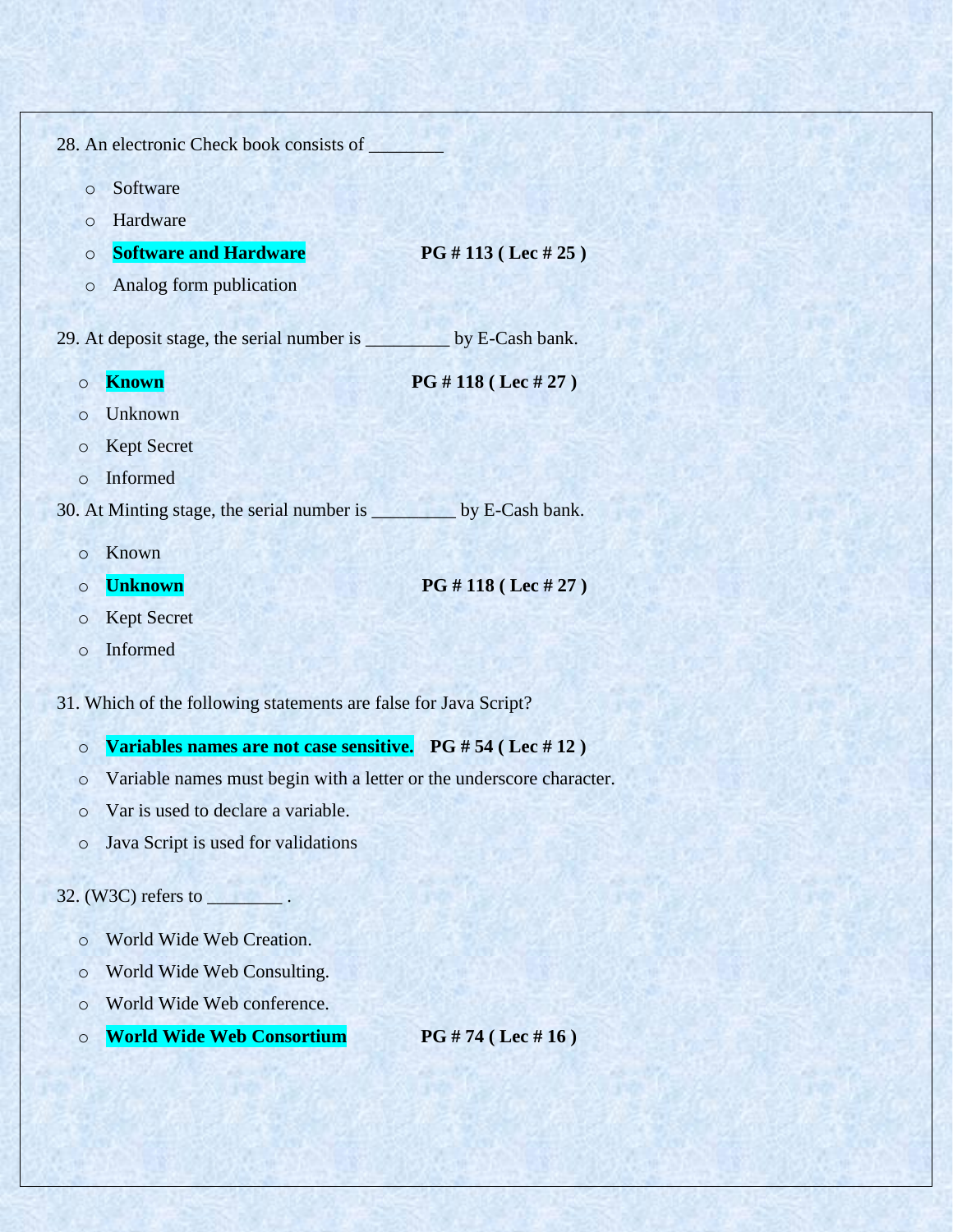28. An electronic Check book consists of ________

- Software
- Hardware
- **Software and Hardware** **PG # 113 ( Lec # 25 )**
- Analog form publication

29. At deposit stage, the serial number is _________ by E-Cash bank.

- **Known** **PG # 118 ( Lec # 27 )**
- Unknown
- Kept Secret
- Informed

30. At Minting stage, the serial number is _________ by E-Cash bank.

- Known
- **Unknown** **PG # 118 ( Lec # 27 )**
- Kept Secret
- Informed

31. Which of the following statements are false for Java Script?

- **Variables names are not case sensitive.** **PG # 54 ( Lec # 12 )**
- Variable names must begin with a letter or the underscore character.
- Var is used to declare a variable.
- Java Script is used for validations

32. (W3C) refers to ________ .

- World Wide Web Creation.
- World Wide Web Consulting.
- World Wide Web conference.
- **World Wide Web Consortium** **PG # 74 ( Lec # 16 )**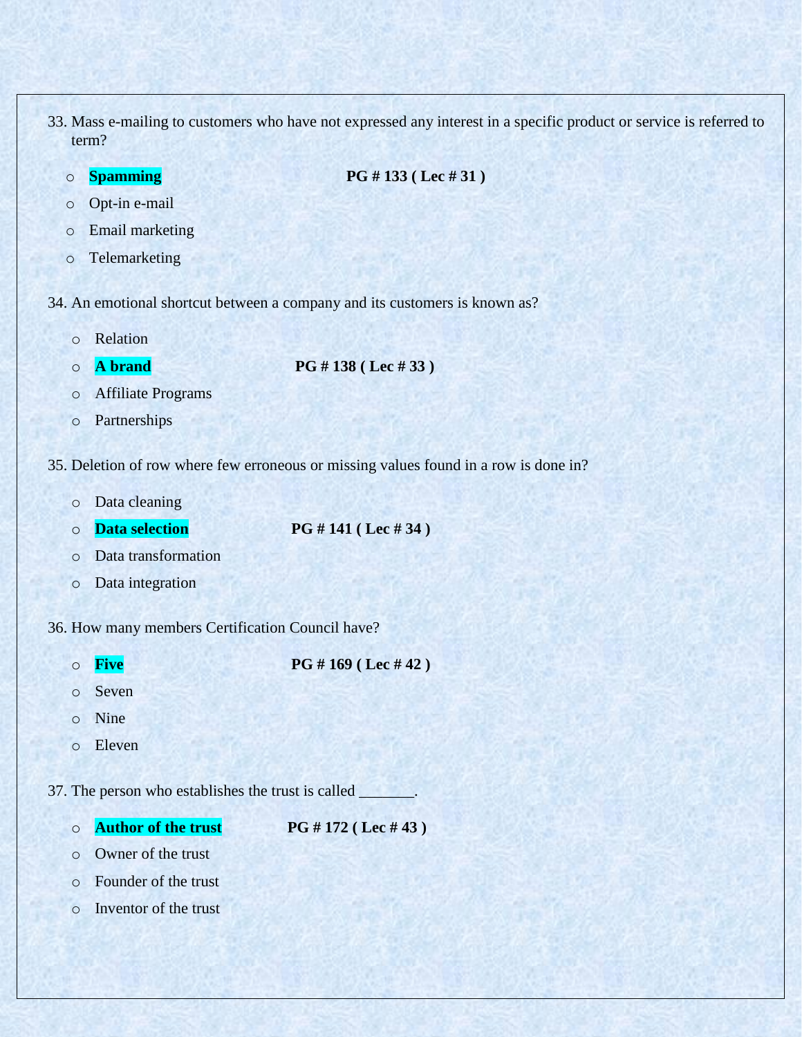33. Mass e-mailing to customers who have not expressed any interest in a specific product or service is referred to term?

- **Spamming** **PG # 133 ( Lec # 31 )**
- Opt-in e-mail
- Email marketing
- Telemarketing

34. An emotional shortcut between a company and its customers is known as?

- Relation
- **A brand** **PG # 138 ( Lec # 33 )**
- Affiliate Programs
- Partnerships

35. Deletion of row where few erroneous or missing values found in a row is done in?

- Data cleaning
- **Data selection** **PG # 141 ( Lec # 34 )**
- Data transformation
- Data integration

36. How many members Certification Council have?

- **Five** **PG # 169 ( Lec # 42 )**
- Seven
- Nine
- Eleven

37. The person who establishes the trust is called _______.

- **Author of the trust** **PG # 172 ( Lec # 43 )**
- Owner of the trust
- Founder of the trust
- Inventor of the trust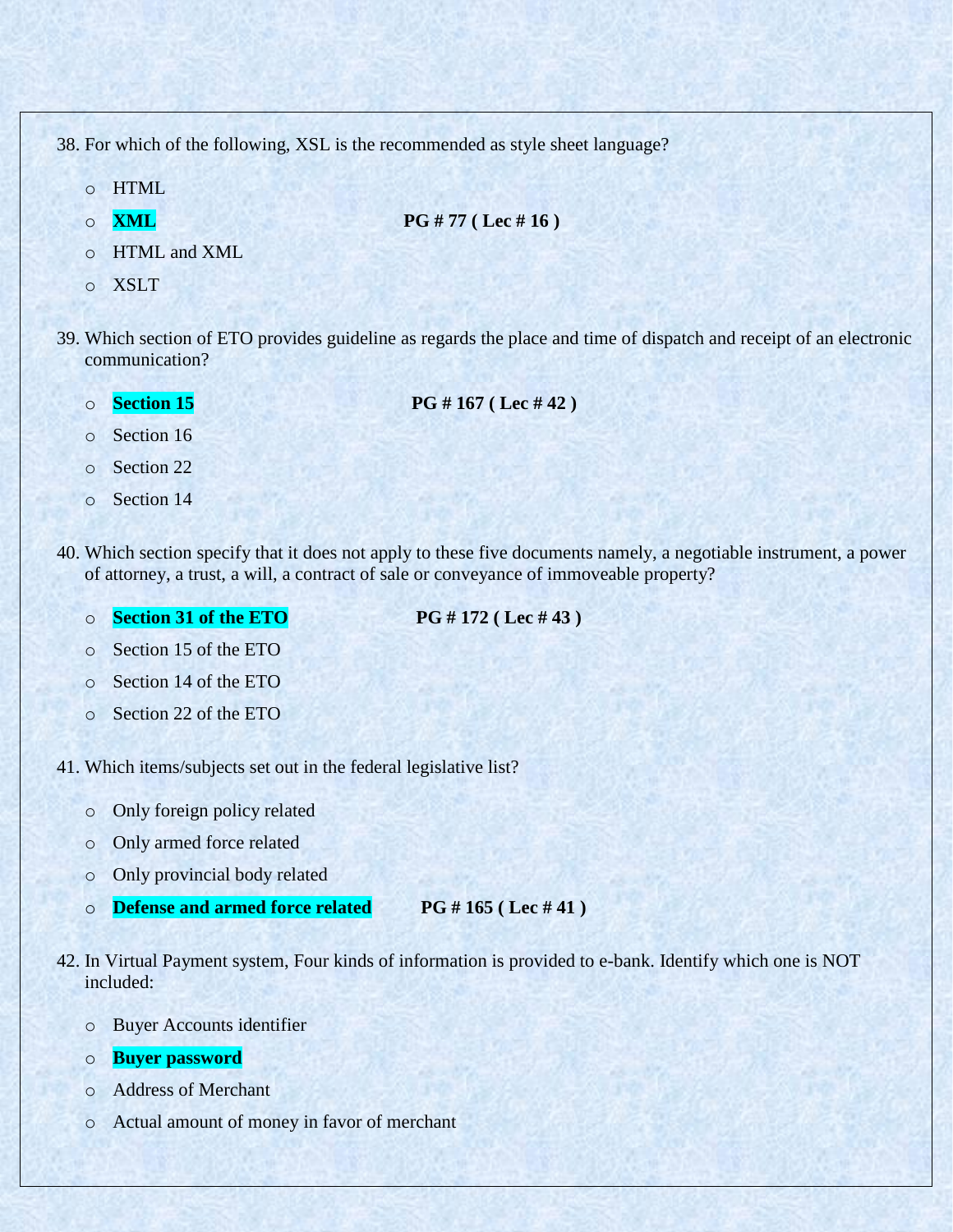38. For which of the following, XSL is the recommended as style sheet language?

   - HTML
   - **XML** **PG # 77 ( Lec # 16 )**
   - HTML and XML
   - XSLT

39. Which section of ETO provides guideline as regards the place and time of dispatch and receipt of an electronic communication?

   - **Section 15** **PG # 167 ( Lec # 42 )**
   - Section 16
   - Section 22
   - Section 14

40. Which section specify that it does not apply to these five documents namely, a negotiable instrument, a power of attorney, a trust, a will, a contract of sale or conveyance of immoveable property?

   - **Section 31 of the ETO** **PG # 172 ( Lec # 43 )**
   - Section 15 of the ETO
   - Section 14 of the ETO
   - Section 22 of the ETO

41. Which items/subjects set out in the federal legislative list?

   - Only foreign policy related
   - Only armed force related
   - Only provincial body related
   - **Defense and armed force related** **PG # 165 ( Lec # 41 )**

42. In Virtual Payment system, Four kinds of information is provided to e-bank. Identify which one is NOT included:

   - Buyer Accounts identifier
   - **Buyer password**
   - Address of Merchant
   - Actual amount of money in favor of merchant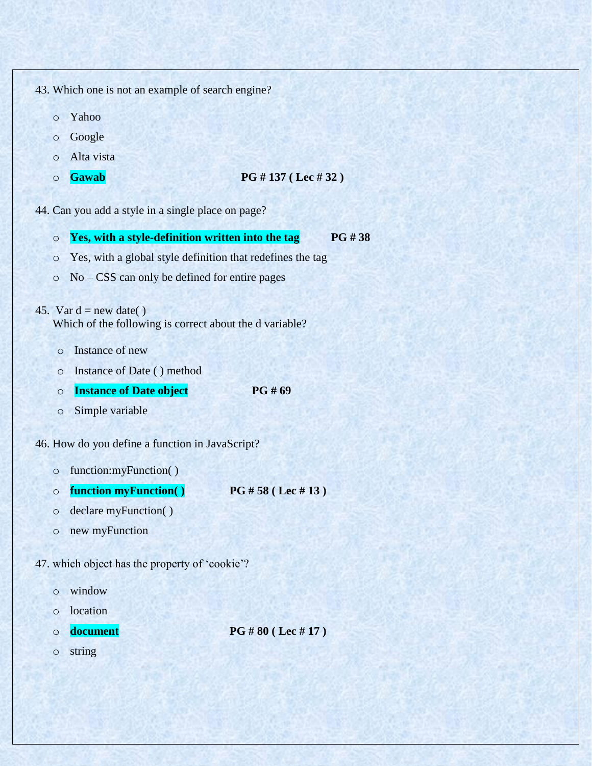43. Which one is not an example of search engine?

- Yahoo
- Google
- Alta vista
- **Gawab** **PG # 137 ( Lec # 32 )**

44. Can you add a style in a single place on page?

- **Yes, with a style-definition written into the tag** **PG # 38**
- Yes, with a global style definition that redefines the tag
- No – CSS can only be defined for entire pages

45. Var d = new date( )
Which of the following is correct about the d variable?

- Instance of new
- Instance of Date ( ) method
- **Instance of Date object** **PG # 69**
- Simple variable

46. How do you define a function in JavaScript?

- function:myFunction( )
- **function myFunction( )** **PG # 58 ( Lec # 13 )**
- declare myFunction( )
- new myFunction

47. which object has the property of 'cookie'?

- window
- location
- **document** **PG # 80 ( Lec # 17 )**
- string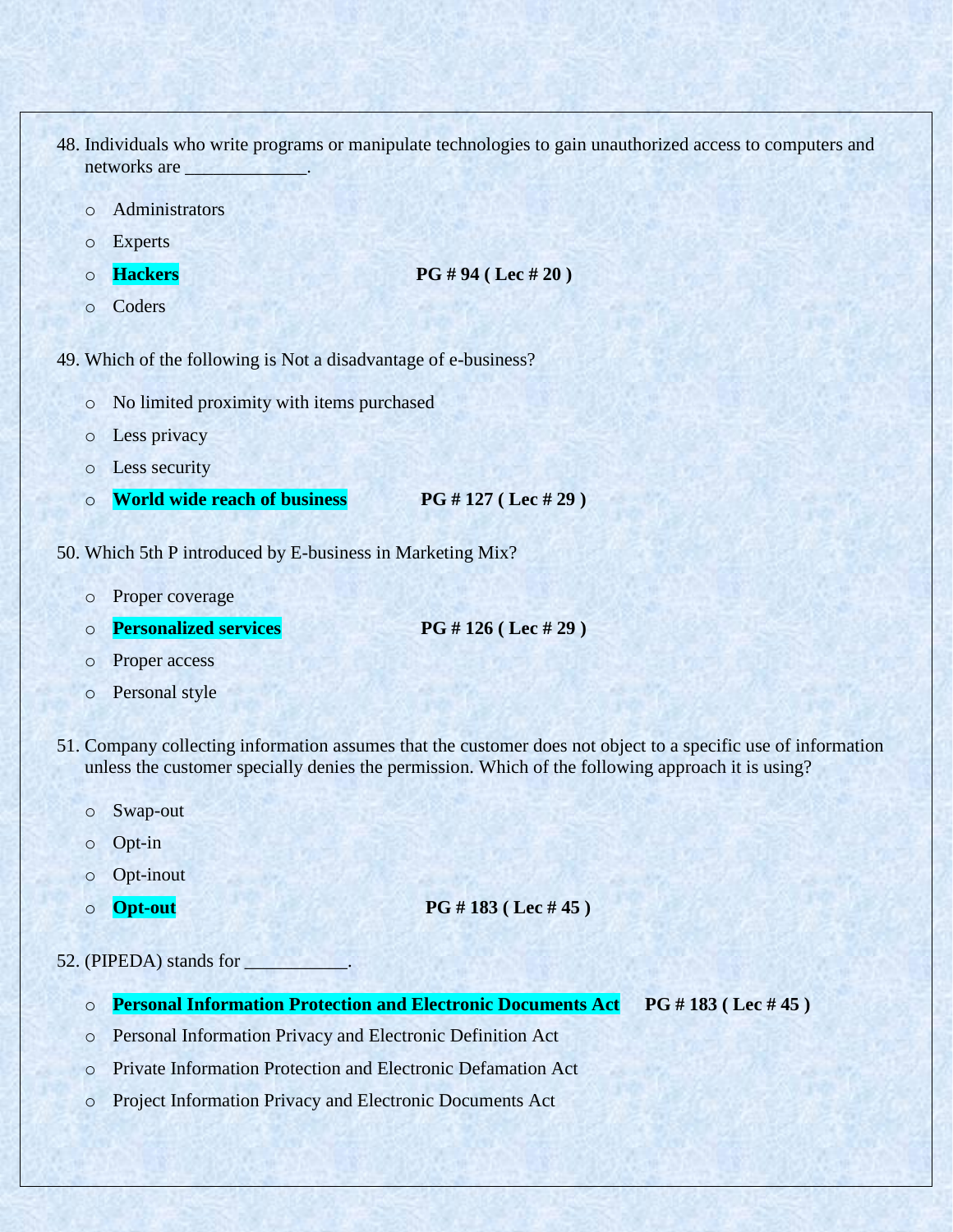48. Individuals who write programs or manipulate technologies to gain unauthorized access to computers and networks are _____________.

    - Administrators
    - Experts
    - **Hackers** **PG # 94 ( Lec # 20 )**
    - Coders

49. Which of the following is Not a disadvantage of e-business?

    - No limited proximity with items purchased
    - Less privacy
    - Less security
    - **World wide reach of business** **PG # 127 ( Lec # 29 )**

50. Which 5th P introduced by E-business in Marketing Mix?

    - Proper coverage
    - **Personalized services** **PG # 126 ( Lec # 29 )**
    - Proper access
    - Personal style

51. Company collecting information assumes that the customer does not object to a specific use of information unless the customer specially denies the permission. Which of the following approach it is using?

    - Swap-out
    - Opt-in
    - Opt-inout
    - **Opt-out** **PG # 183 ( Lec # 45 )**

52. (PIPEDA) stands for ___________.

    - **Personal Information Protection and Electronic Documents Act** **PG # 183 ( Lec # 45 )**
    - Personal Information Privacy and Electronic Definition Act
    - Private Information Protection and Electronic Defamation Act
    - Project Information Privacy and Electronic Documents Act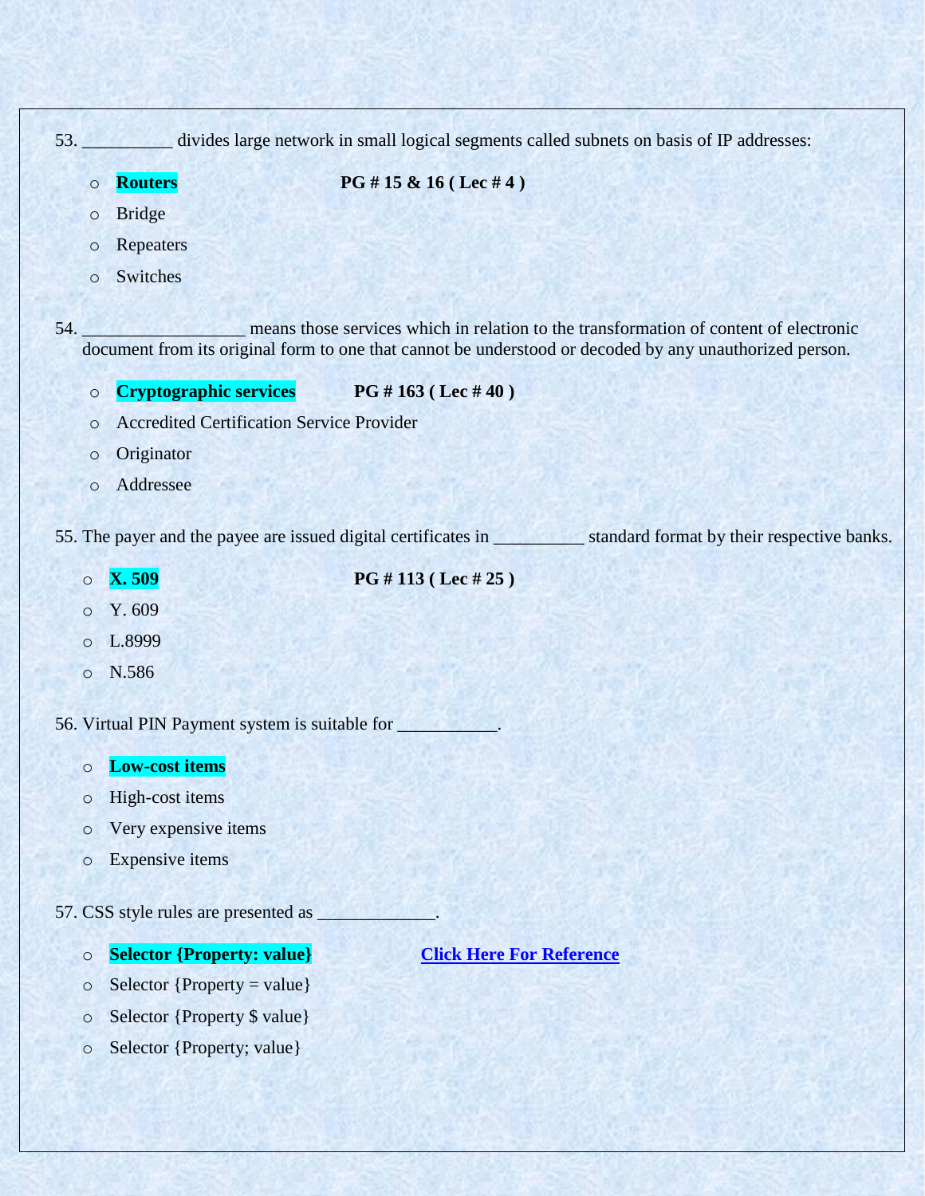53. __________ divides large network in small logical segments called subnets on basis of IP addresses:

- **Routers** **PG # 15 & 16 ( Lec # 4 )**
- Bridge
- Repeaters
- Switches

54. _________________ means those services which in relation to the transformation of content of electronic document from its original form to one that cannot be understood or decoded by any unauthorized person.

- **Cryptographic services** **PG # 163 ( Lec # 40 )**
- Accredited Certification Service Provider
- Originator
- Addressee

55. The payer and the payee are issued digital certificates in __________ standard format by their respective banks.

- **X. 509** **PG # 113 ( Lec # 25 )**
- Y. 609
- L.8999
- N.586

56. Virtual PIN Payment system is suitable for ___________.

- **Low-cost items**
- High-cost items
- Very expensive items
- Expensive items

57. CSS style rules are presented as _____________.

- **Selector {Property: value}** **Click Here For Reference**
- Selector {Property = value}
- Selector {Property $ value}
- Selector {Property; value}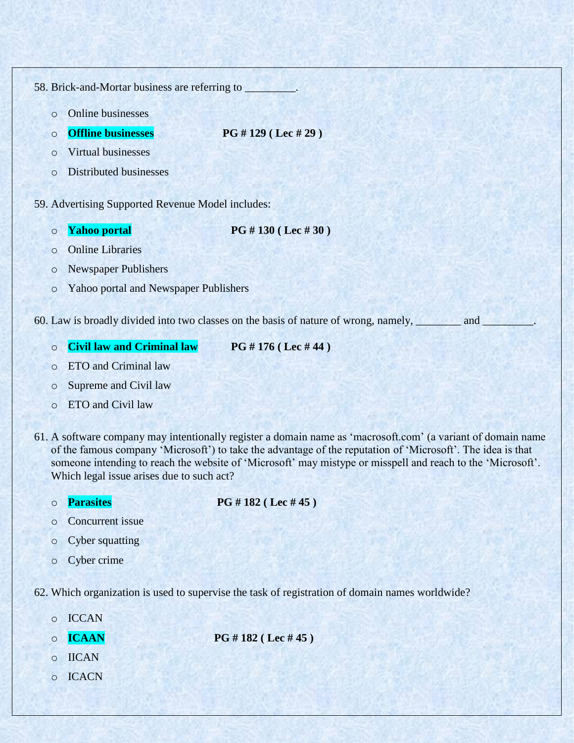58. Brick-and-Mortar business are referring to _________.

- Online businesses
- **Offline businesses** **PG # 129 ( Lec # 29 )**
- Virtual businesses
- Distributed businesses

59. Advertising Supported Revenue Model includes:

- **Yahoo portal** **PG # 130 ( Lec # 30 )**
- Online Libraries
- Newspaper Publishers
- Yahoo portal and Newspaper Publishers

60. Law is broadly divided into two classes on the basis of nature of wrong, namely, ________ and _________.

- **Civil law and Criminal law** **PG # 176 ( Lec # 44 )**
- ETO and Criminal law
- Supreme and Civil law
- ETO and Civil law

61. A software company may intentionally register a domain name as 'macrosoft.com' (a variant of domain name of the famous company 'Microsoft') to take the advantage of the reputation of 'Microsoft'. The idea is that someone intending to reach the website of 'Microsoft' may mistype or misspell and reach to the 'Microsoft'. Which legal issue arises due to such act?

- **Parasites** **PG # 182 ( Lec # 45 )**
- Concurrent issue
- Cyber squatting
- Cyber crime

62. Which organization is used to supervise the task of registration of domain names worldwide?

- ICCAN
- **ICAAN** **PG # 182 ( Lec # 45 )**
- IICAN
- ICACN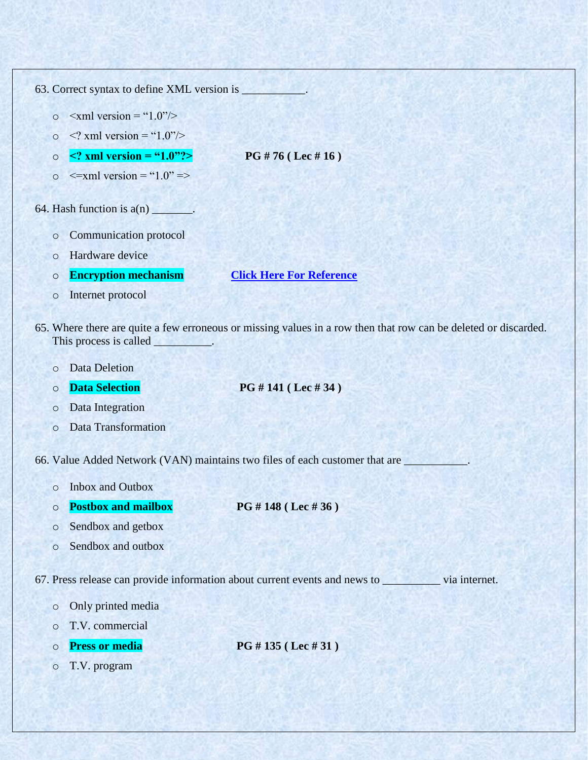63. Correct syntax to define XML version is ___________.

- <xml version = "1.0"/>
- <? xml version = "1.0"/>
- **<? xml version = "1.0"?>** **PG # 76 ( Lec # 16 )**
- <=xml version = "1.0" =>

64. Hash function is a(n) _______.

- Communication protocol
- Hardware device
- **Encryption mechanism** **Click Here For Reference**
- Internet protocol

65. Where there are quite a few erroneous or missing values in a row then that row can be deleted or discarded. This process is called __________.

- Data Deletion
- **Data Selection** **PG # 141 ( Lec # 34 )**
- Data Integration
- Data Transformation

66. Value Added Network (VAN) maintains two files of each customer that are ___________.

- Inbox and Outbox
- **Postbox and mailbox** **PG # 148 ( Lec # 36 )**
- Sendbox and getbox
- Sendbox and outbox

67. Press release can provide information about current events and news to __________ via internet.

- Only printed media
- T.V. commercial
- **Press or media** **PG # 135 ( Lec # 31 )**
- T.V. program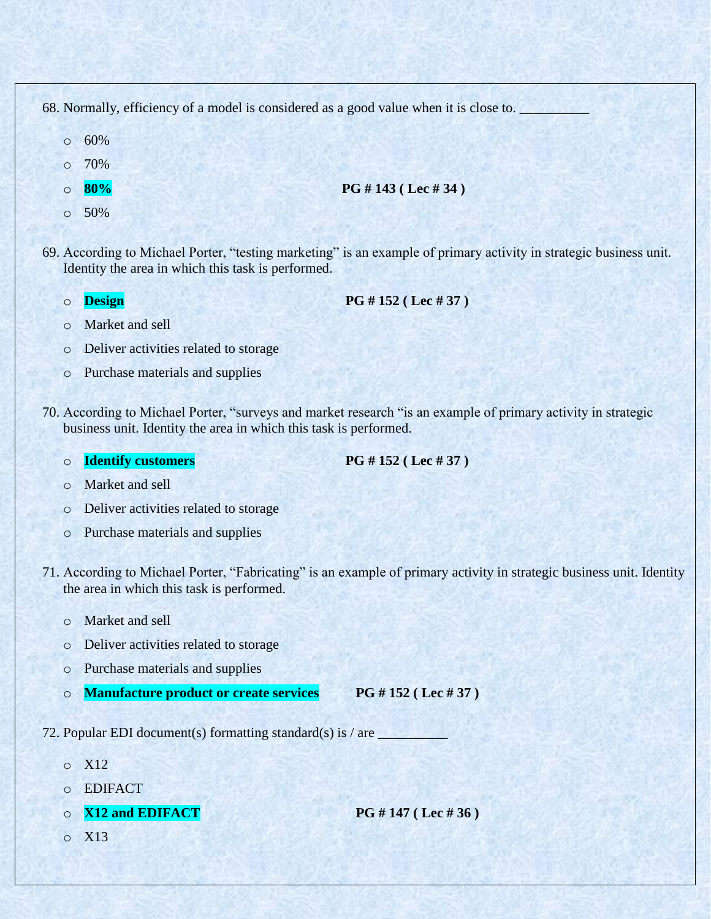68. Normally, efficiency of a model is considered as a good value when it is close to. __________

- 60%
- 70%
- **80%** **PG # 143 ( Lec # 34 )**
- 50%

69. According to Michael Porter, "testing marketing" is an example of primary activity in strategic business unit. Identity the area in which this task is performed.

- **Design** **PG # 152 ( Lec # 37 )**
- Market and sell
- Deliver activities related to storage
- Purchase materials and supplies

70. According to Michael Porter, "surveys and market research "is an example of primary activity in strategic business unit. Identity the area in which this task is performed.

- **Identify customers** **PG # 152 ( Lec # 37 )**
- Market and sell
- Deliver activities related to storage
- Purchase materials and supplies

71. According to Michael Porter, "Fabricating" is an example of primary activity in strategic business unit. Identity the area in which this task is performed.

- Market and sell
- Deliver activities related to storage
- Purchase materials and supplies
- **Manufacture product or create services** **PG # 152 ( Lec # 37 )**

72. Popular EDI document(s) formatting standard(s) is / are __________

- X12
- EDIFACT
- **X12 and EDIFACT** **PG # 147 ( Lec # 36 )**
- X13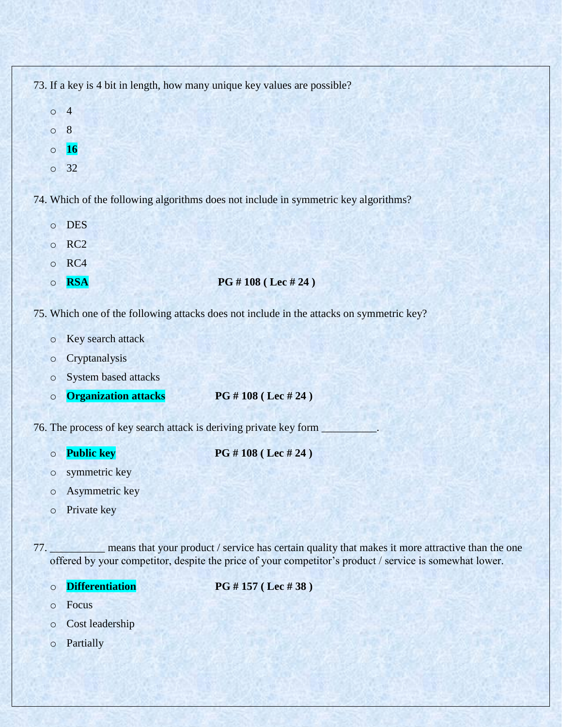73. If a key is 4 bit in length, how many unique key values are possible?

- 4
- 8
- **16**
- 32

74. Which of the following algorithms does not include in symmetric key algorithms?

- DES
- RC2
- RC4
- **RSA** **PG # 108 ( Lec # 24 )**

75. Which one of the following attacks does not include in the attacks on symmetric key?

- Key search attack
- Cryptanalysis
- System based attacks
- **Organization attacks** **PG # 108 ( Lec # 24 )**

76. The process of key search attack is deriving private key form __________.

- **Public key** **PG # 108 ( Lec # 24 )**
- symmetric key
- Asymmetric key
- Private key

77. __________ means that your product / service has certain quality that makes it more attractive than the one offered by your competitor, despite the price of your competitor's product / service is somewhat lower.

- **Differentiation** **PG # 157 ( Lec # 38 )**
- Focus
- Cost leadership
- Partially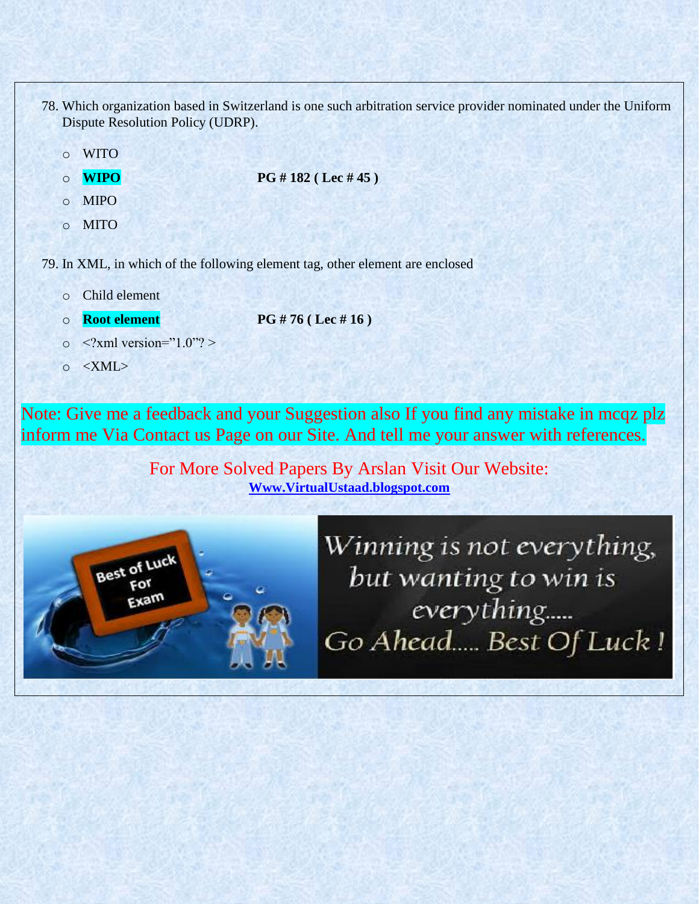78. Which organization based in Switzerland is one such arbitration service provider nominated under the Uniform Dispute Resolution Policy (UDRP).

- WITO
- **WIPO** **PG # 182 ( Lec # 45 )**
- MIPO
- MITO

79. In XML, in which of the following element tag, other element are enclosed

- Child element
- **Root element** **PG # 76 ( Lec # 16 )**
- <?xml version="1.0"? >
- <XML>

Note: Give me a feedback and your Suggestion also If you find any mistake in mcqz plz inform me Via Contact us Page on our Site. And tell me your answer with references.

For More Solved Papers By Arslan Visit Our Website:
**Www.VirtualUstaad.blogspot.com**

Best of Luck For Exam

Winning is not everything, but wanting to win is everything..... Go Ahead..... Best Of Luck !